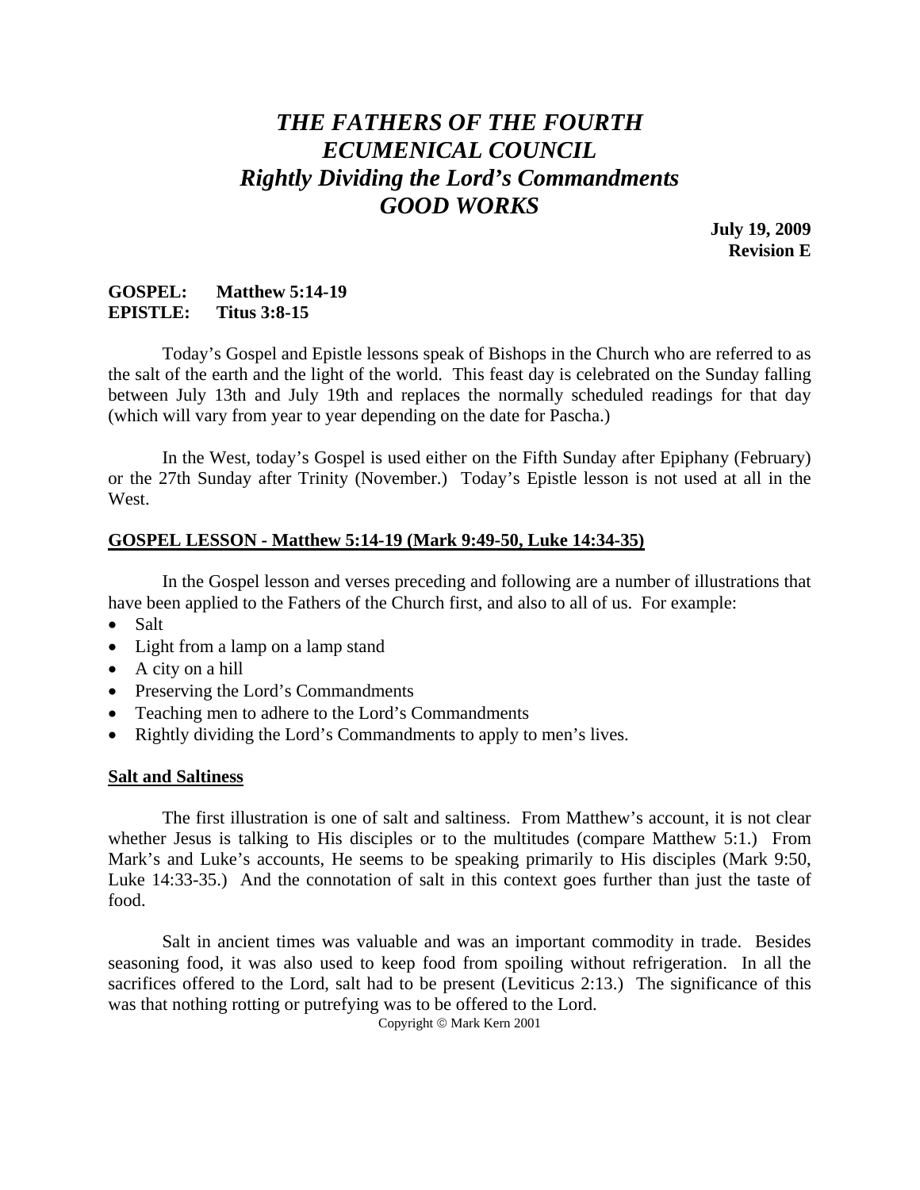# *THE FATHERS OF THE FOURTH ECUMENICAL COUNCIL*
# *Rightly Dividing the Lord's Commandments*
# *GOOD WORKS*

**July 19, 2009**
**Revision E**

**GOSPEL: Matthew 5:14-19**
**EPISTLE: Titus 3:8-15**

Today's Gospel and Epistle lessons speak of Bishops in the Church who are referred to as the salt of the earth and the light of the world. This feast day is celebrated on the Sunday falling between July 13th and July 19th and replaces the normally scheduled readings for that day (which will vary from year to year depending on the date for Pascha.)

In the West, today's Gospel is used either on the Fifth Sunday after Epiphany (February) or the 27th Sunday after Trinity (November.) Today's Epistle lesson is not used at all in the West.

## GOSPEL LESSON - Matthew 5:14-19 (Mark 9:49-50, Luke 14:34-35)

In the Gospel lesson and verses preceding and following are a number of illustrations that have been applied to the Fathers of the Church first, and also to all of us. For example:

- Salt
- Light from a lamp on a lamp stand
- A city on a hill
- Preserving the Lord's Commandments
- Teaching men to adhere to the Lord's Commandments
- Rightly dividing the Lord's Commandments to apply to men's lives.

### Salt and Saltiness

The first illustration is one of salt and saltiness. From Matthew's account, it is not clear whether Jesus is talking to His disciples or to the multitudes (compare Matthew 5:1.) From Mark's and Luke's accounts, He seems to be speaking primarily to His disciples (Mark 9:50, Luke 14:33-35.) And the connotation of salt in this context goes further than just the taste of food.

Salt in ancient times was valuable and was an important commodity in trade. Besides seasoning food, it was also used to keep food from spoiling without refrigeration. In all the sacrifices offered to the Lord, salt had to be present (Leviticus 2:13.) The significance of this was that nothing rotting or putrefying was to be offered to the Lord.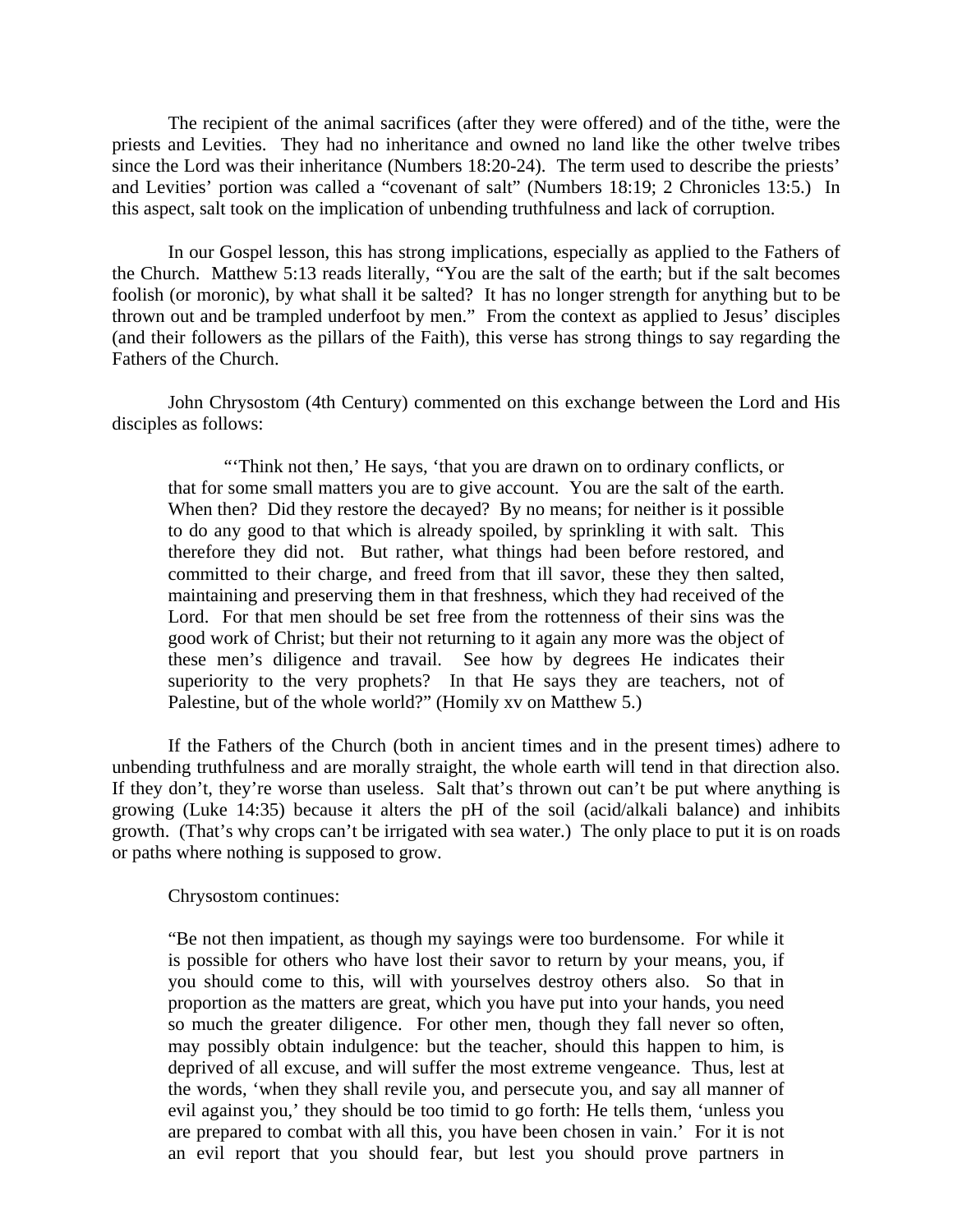The recipient of the animal sacrifices (after they were offered) and of the tithe, were the priests and Levities. They had no inheritance and owned no land like the other twelve tribes since the Lord was their inheritance (Numbers 18:20-24). The term used to describe the priests' and Levities' portion was called a "covenant of salt" (Numbers 18:19; 2 Chronicles 13:5.) In this aspect, salt took on the implication of unbending truthfulness and lack of corruption.

In our Gospel lesson, this has strong implications, especially as applied to the Fathers of the Church. Matthew 5:13 reads literally, "You are the salt of the earth; but if the salt becomes foolish (or moronic), by what shall it be salted? It has no longer strength for anything but to be thrown out and be trampled underfoot by men." From the context as applied to Jesus' disciples (and their followers as the pillars of the Faith), this verse has strong things to say regarding the Fathers of the Church.

John Chrysostom (4th Century) commented on this exchange between the Lord and His disciples as follows:

> "'Think not then,' He says, 'that you are drawn on to ordinary conflicts, or that for some small matters you are to give account. You are the salt of the earth. When then? Did they restore the decayed? By no means; for neither is it possible to do any good to that which is already spoiled, by sprinkling it with salt. This therefore they did not. But rather, what things had been before restored, and committed to their charge, and freed from that ill savor, these they then salted, maintaining and preserving them in that freshness, which they had received of the Lord. For that men should be set free from the rottenness of their sins was the good work of Christ; but their not returning to it again any more was the object of these men's diligence and travail. See how by degrees He indicates their superiority to the very prophets? In that He says they are teachers, not of Palestine, but of the whole world?" (Homily xv on Matthew 5.)

If the Fathers of the Church (both in ancient times and in the present times) adhere to unbending truthfulness and are morally straight, the whole earth will tend in that direction also. If they don't, they're worse than useless. Salt that's thrown out can't be put where anything is growing (Luke 14:35) because it alters the pH of the soil (acid/alkali balance) and inhibits growth. (That's why crops can't be irrigated with sea water.) The only place to put it is on roads or paths where nothing is supposed to grow.

Chrysostom continues:

> "Be not then impatient, as though my sayings were too burdensome. For while it is possible for others who have lost their savor to return by your means, you, if you should come to this, will with yourselves destroy others also. So that in proportion as the matters are great, which you have put into your hands, you need so much the greater diligence. For other men, though they fall never so often, may possibly obtain indulgence: but the teacher, should this happen to him, is deprived of all excuse, and will suffer the most extreme vengeance. Thus, lest at the words, 'when they shall revile you, and persecute you, and say all manner of evil against you,' they should be too timid to go forth: He tells them, 'unless you are prepared to combat with all this, you have been chosen in vain.' For it is not an evil report that you should fear, but lest you should prove partners in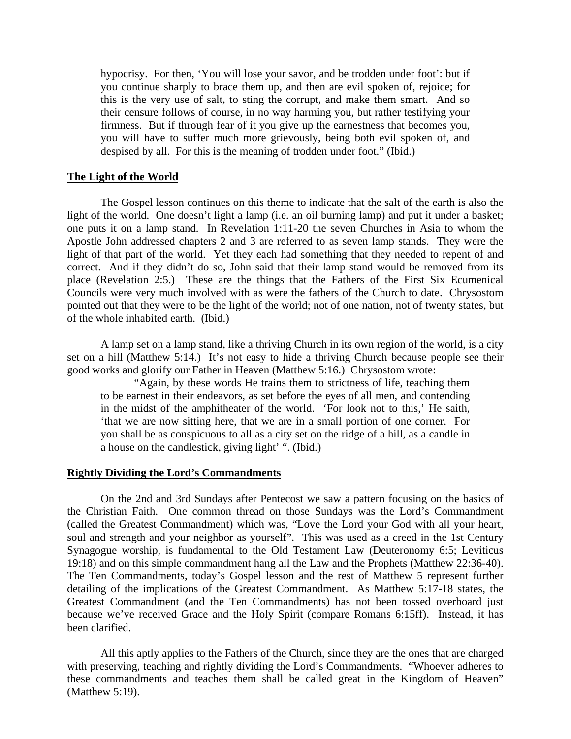> hypocrisy. For then, 'You will lose your savor, and be trodden under foot': but if you continue sharply to brace them up, and then are evil spoken of, rejoice; for this is the very use of salt, to sting the corrupt, and make them smart. And so their censure follows of course, in no way harming you, but rather testifying your firmness. But if through fear of it you give up the earnestness that becomes you, you will have to suffer much more grievously, being both evil spoken of, and despised by all. For this is the meaning of trodden under foot." (Ibid.)

## The Light of the World

The Gospel lesson continues on this theme to indicate that the salt of the earth is also the light of the world. One doesn't light a lamp (i.e. an oil burning lamp) and put it under a basket; one puts it on a lamp stand. In Revelation 1:11-20 the seven Churches in Asia to whom the Apostle John addressed chapters 2 and 3 are referred to as seven lamp stands. They were the light of that part of the world. Yet they each had something that they needed to repent of and correct. And if they didn't do so, John said that their lamp stand would be removed from its place (Revelation 2:5.) These are the things that the Fathers of the First Six Ecumenical Councils were very much involved with as were the fathers of the Church to date. Chrysostom pointed out that they were to be the light of the world; not of one nation, not of twenty states, but of the whole inhabited earth. (Ibid.)

A lamp set on a lamp stand, like a thriving Church in its own region of the world, is a city set on a hill (Matthew 5:14.) It's not easy to hide a thriving Church because people see their good works and glorify our Father in Heaven (Matthew 5:16.) Chrysostom wrote:

> "Again, by these words He trains them to strictness of life, teaching them to be earnest in their endeavors, as set before the eyes of all men, and contending in the midst of the amphitheater of the world. 'For look not to this,' He saith, 'that we are now sitting here, that we are in a small portion of one corner. For you shall be as conspicuous to all as a city set on the ridge of a hill, as a candle in a house on the candlestick, giving light' ". (Ibid.)

## Rightly Dividing the Lord's Commandments

On the 2nd and 3rd Sundays after Pentecost we saw a pattern focusing on the basics of the Christian Faith. One common thread on those Sundays was the Lord's Commandment (called the Greatest Commandment) which was, "Love the Lord your God with all your heart, soul and strength and your neighbor as yourself". This was used as a creed in the 1st Century Synagogue worship, is fundamental to the Old Testament Law (Deuteronomy 6:5; Leviticus 19:18) and on this simple commandment hang all the Law and the Prophets (Matthew 22:36-40). The Ten Commandments, today's Gospel lesson and the rest of Matthew 5 represent further detailing of the implications of the Greatest Commandment. As Matthew 5:17-18 states, the Greatest Commandment (and the Ten Commandments) has not been tossed overboard just because we've received Grace and the Holy Spirit (compare Romans 6:15ff). Instead, it has been clarified.

All this aptly applies to the Fathers of the Church, since they are the ones that are charged with preserving, teaching and rightly dividing the Lord's Commandments. "Whoever adheres to these commandments and teaches them shall be called great in the Kingdom of Heaven" (Matthew 5:19).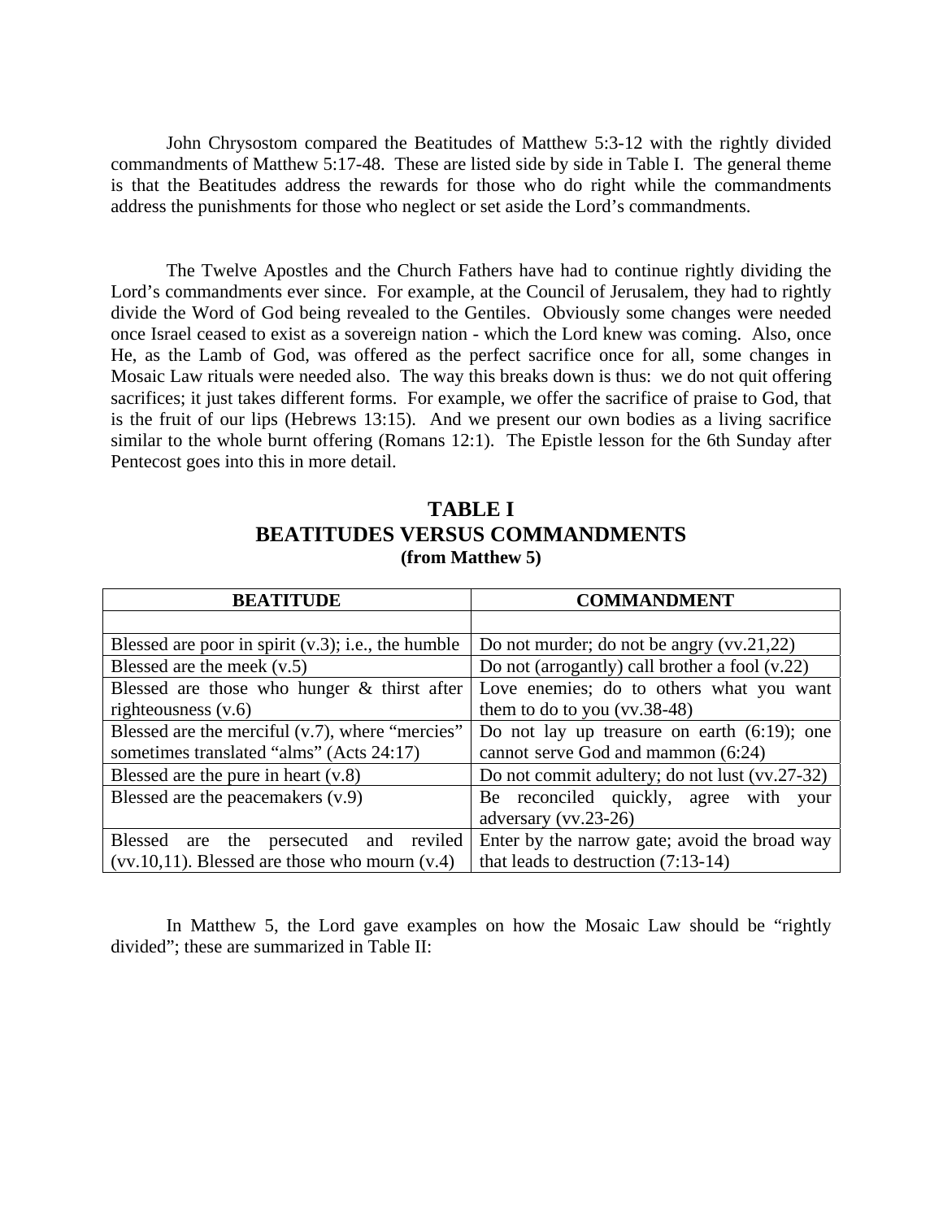John Chrysostom compared the Beatitudes of Matthew 5:3-12 with the rightly divided commandments of Matthew 5:17-48. These are listed side by side in Table I. The general theme is that the Beatitudes address the rewards for those who do right while the commandments address the punishments for those who neglect or set aside the Lord's commandments.

The Twelve Apostles and the Church Fathers have had to continue rightly dividing the Lord's commandments ever since. For example, at the Council of Jerusalem, they had to rightly divide the Word of God being revealed to the Gentiles. Obviously some changes were needed once Israel ceased to exist as a sovereign nation - which the Lord knew was coming. Also, once He, as the Lamb of God, was offered as the perfect sacrifice once for all, some changes in Mosaic Law rituals were needed also. The way this breaks down is thus: we do not quit offering sacrifices; it just takes different forms. For example, we offer the sacrifice of praise to God, that is the fruit of our lips (Hebrews 13:15). And we present our own bodies as a living sacrifice similar to the whole burnt offering (Romans 12:1). The Epistle lesson for the 6th Sunday after Pentecost goes into this in more detail.

## TABLE I
## BEATITUDES VERSUS COMMANDMENTS
**(from Matthew 5)**

| BEATITUDE | COMMANDMENT |
|---|---|
| | |
| Blessed are poor in spirit (v.3); i.e., the humble | Do not murder; do not be angry (vv.21,22) |
| Blessed are the meek (v.5) | Do not (arrogantly) call brother a fool (v.22) |
| Blessed are those who hunger & thirst after righteousness (v.6) | Love enemies; do to others what you want them to do to you (vv.38-48) |
| Blessed are the merciful (v.7), where "mercies" sometimes translated "alms" (Acts 24:17) | Do not lay up treasure on earth (6:19); one cannot serve God and mammon (6:24) |
| Blessed are the pure in heart (v.8) | Do not commit adultery; do not lust (vv.27-32) |
| Blessed are the peacemakers (v.9) | Be reconciled quickly, agree with your adversary (vv.23-26) |
| Blessed are the persecuted and reviled (vv.10,11). Blessed are those who mourn (v.4) | Enter by the narrow gate; avoid the broad way that leads to destruction (7:13-14) |

In Matthew 5, the Lord gave examples on how the Mosaic Law should be "rightly divided"; these are summarized in Table II: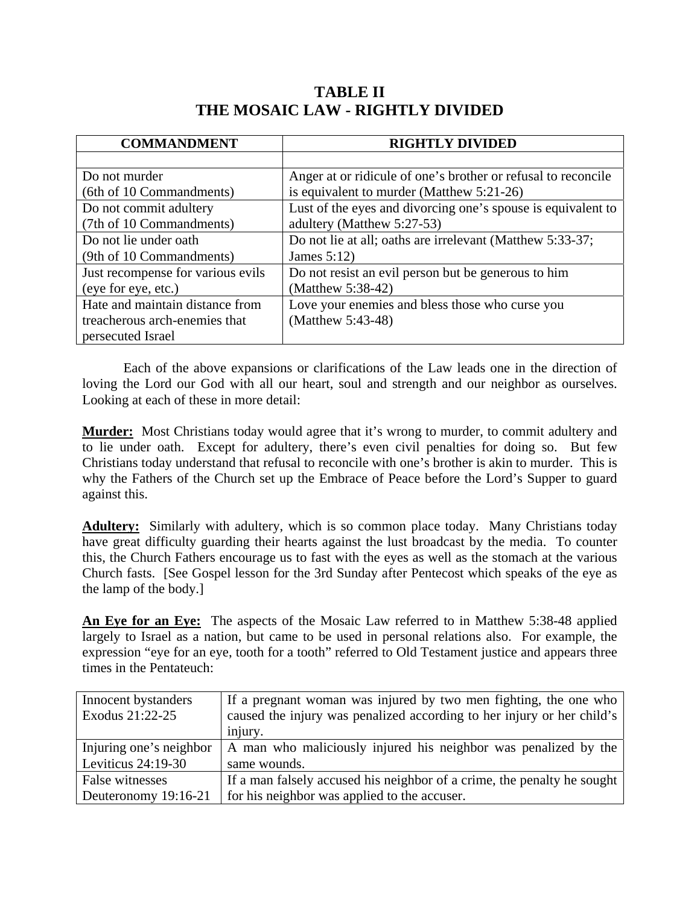# TABLE II
# THE MOSAIC LAW - RIGHTLY DIVIDED

| COMMANDMENT | RIGHTLY DIVIDED |
|---|---|
| | |
| Do not murder (6th of 10 Commandments) | Anger at or ridicule of one's brother or refusal to reconcile is equivalent to murder (Matthew 5:21-26) |
| Do not commit adultery (7th of 10 Commandments) | Lust of the eyes and divorcing one's spouse is equivalent to adultery (Matthew 5:27-53) |
| Do not lie under oath (9th of 10 Commandments) | Do not lie at all; oaths are irrelevant (Matthew 5:33-37; James 5:12) |
| Just recompense for various evils (eye for eye, etc.) | Do not resist an evil person but be generous to him (Matthew 5:38-42) |
| Hate and maintain distance from treacherous arch-enemies that persecuted Israel | Love your enemies and bless those who curse you (Matthew 5:43-48) |

Each of the above expansions or clarifications of the Law leads one in the direction of loving the Lord our God with all our heart, soul and strength and our neighbor as ourselves. Looking at each of these in more detail:

**Murder:** Most Christians today would agree that it's wrong to murder, to commit adultery and to lie under oath. Except for adultery, there's even civil penalties for doing so. But few Christians today understand that refusal to reconcile with one's brother is akin to murder. This is why the Fathers of the Church set up the Embrace of Peace before the Lord's Supper to guard against this.

**Adultery:** Similarly with adultery, which is so common place today. Many Christians today have great difficulty guarding their hearts against the lust broadcast by the media. To counter this, the Church Fathers encourage us to fast with the eyes as well as the stomach at the various Church fasts. [See Gospel lesson for the 3rd Sunday after Pentecost which speaks of the eye as the lamp of the body.]

**An Eye for an Eye:** The aspects of the Mosaic Law referred to in Matthew 5:38-48 applied largely to Israel as a nation, but came to be used in personal relations also. For example, the expression "eye for an eye, tooth for a tooth" referred to Old Testament justice and appears three times in the Pentateuch:

| | |
|---|---|
| Innocent bystanders Exodus 21:22-25 | If a pregnant woman was injured by two men fighting, the one who caused the injury was penalized according to her injury or her child's injury. |
| Injuring one's neighbor Leviticus 24:19-30 | A man who maliciously injured his neighbor was penalized by the same wounds. |
| False witnesses Deuteronomy 19:16-21 | If a man falsely accused his neighbor of a crime, the penalty he sought for his neighbor was applied to the accuser. |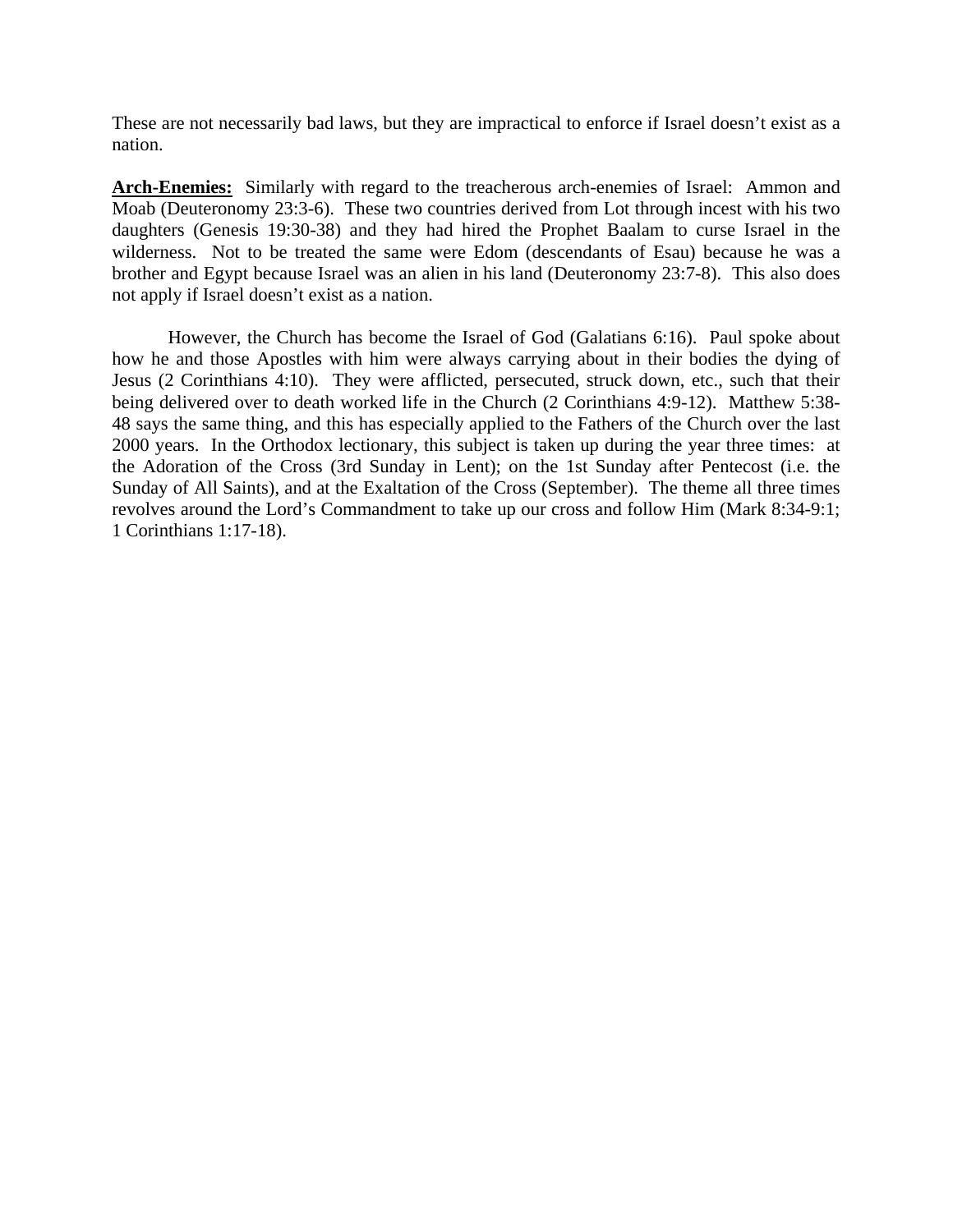These are not necessarily bad laws, but they are impractical to enforce if Israel doesn't exist as a nation.

**Arch-Enemies:** Similarly with regard to the treacherous arch-enemies of Israel: Ammon and Moab (Deuteronomy 23:3-6). These two countries derived from Lot through incest with his two daughters (Genesis 19:30-38) and they had hired the Prophet Baalam to curse Israel in the wilderness. Not to be treated the same were Edom (descendants of Esau) because he was a brother and Egypt because Israel was an alien in his land (Deuteronomy 23:7-8). This also does not apply if Israel doesn't exist as a nation.

However, the Church has become the Israel of God (Galatians 6:16). Paul spoke about how he and those Apostles with him were always carrying about in their bodies the dying of Jesus (2 Corinthians 4:10). They were afflicted, persecuted, struck down, etc., such that their being delivered over to death worked life in the Church (2 Corinthians 4:9-12). Matthew 5:38-48 says the same thing, and this has especially applied to the Fathers of the Church over the last 2000 years. In the Orthodox lectionary, this subject is taken up during the year three times: at the Adoration of the Cross (3rd Sunday in Lent); on the 1st Sunday after Pentecost (i.e. the Sunday of All Saints), and at the Exaltation of the Cross (September). The theme all three times revolves around the Lord's Commandment to take up our cross and follow Him (Mark 8:34-9:1; 1 Corinthians 1:17-18).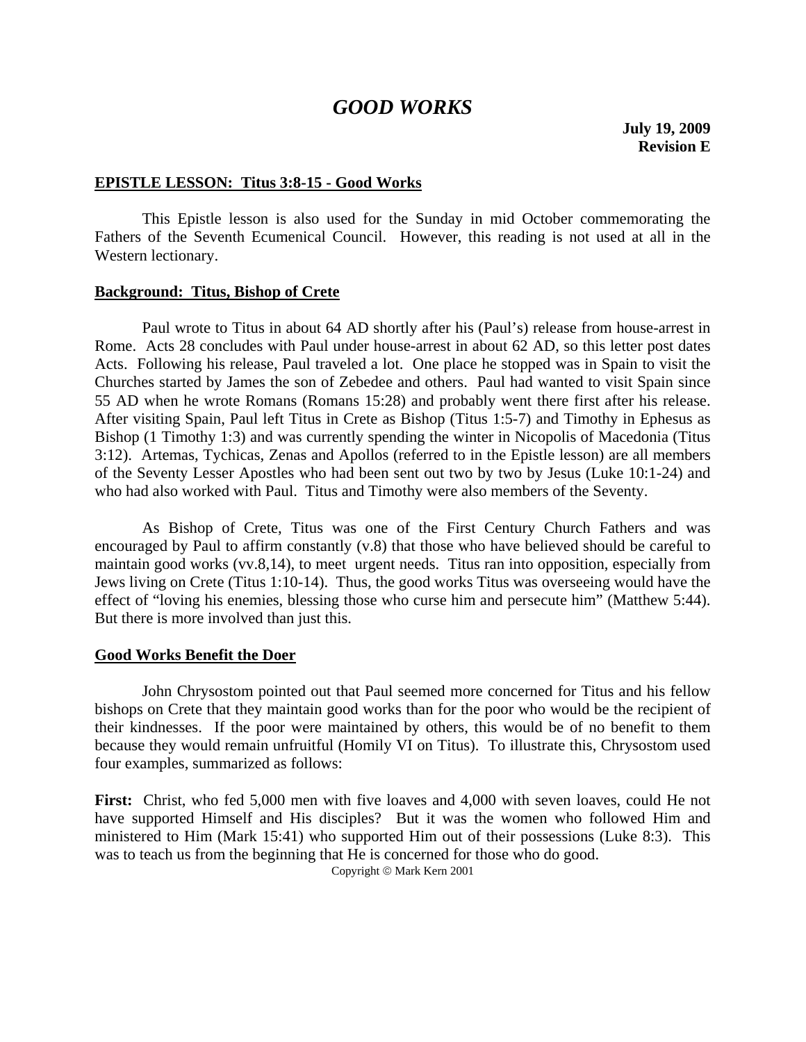# *GOOD WORKS*

**July 19, 2009**
**Revision E**

## EPISTLE LESSON: Titus 3:8-15 - Good Works

This Epistle lesson is also used for the Sunday in mid October commemorating the Fathers of the Seventh Ecumenical Council. However, this reading is not used at all in the Western lectionary.

## Background: Titus, Bishop of Crete

Paul wrote to Titus in about 64 AD shortly after his (Paul's) release from house-arrest in Rome. Acts 28 concludes with Paul under house-arrest in about 62 AD, so this letter post dates Acts. Following his release, Paul traveled a lot. One place he stopped was in Spain to visit the Churches started by James the son of Zebedee and others. Paul had wanted to visit Spain since 55 AD when he wrote Romans (Romans 15:28) and probably went there first after his release. After visiting Spain, Paul left Titus in Crete as Bishop (Titus 1:5-7) and Timothy in Ephesus as Bishop (1 Timothy 1:3) and was currently spending the winter in Nicopolis of Macedonia (Titus 3:12). Artemas, Tychicas, Zenas and Apollos (referred to in the Epistle lesson) are all members of the Seventy Lesser Apostles who had been sent out two by two by Jesus (Luke 10:1-24) and who had also worked with Paul. Titus and Timothy were also members of the Seventy.

As Bishop of Crete, Titus was one of the First Century Church Fathers and was encouraged by Paul to affirm constantly (v.8) that those who have believed should be careful to maintain good works (vv.8,14), to meet urgent needs. Titus ran into opposition, especially from Jews living on Crete (Titus 1:10-14). Thus, the good works Titus was overseeing would have the effect of "loving his enemies, blessing those who curse him and persecute him" (Matthew 5:44). But there is more involved than just this.

## Good Works Benefit the Doer

John Chrysostom pointed out that Paul seemed more concerned for Titus and his fellow bishops on Crete that they maintain good works than for the poor who would be the recipient of their kindnesses. If the poor were maintained by others, this would be of no benefit to them because they would remain unfruitful (Homily VI on Titus). To illustrate this, Chrysostom used four examples, summarized as follows:

**First:** Christ, who fed 5,000 men with five loaves and 4,000 with seven loaves, could He not have supported Himself and His disciples? But it was the women who followed Him and ministered to Him (Mark 15:41) who supported Him out of their possessions (Luke 8:3). This was to teach us from the beginning that He is concerned for those who do good.

Copyright © Mark Kern 2001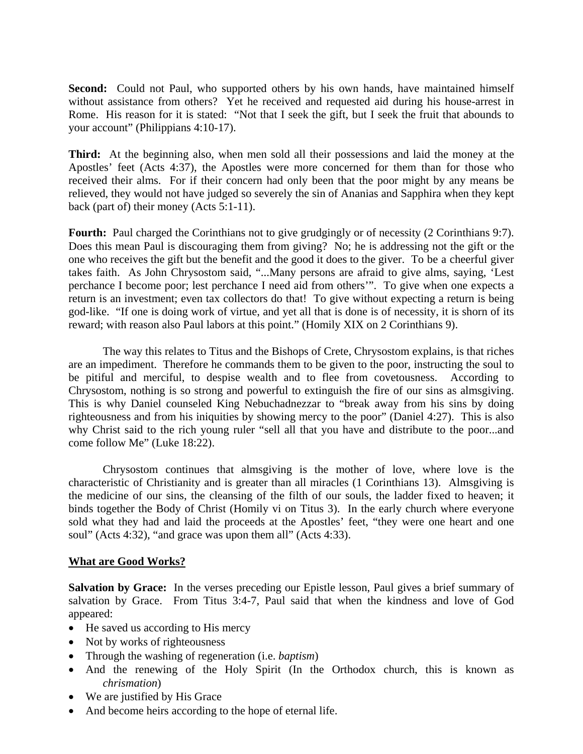**Second:** Could not Paul, who supported others by his own hands, have maintained himself without assistance from others? Yet he received and requested aid during his house-arrest in Rome. His reason for it is stated: "Not that I seek the gift, but I seek the fruit that abounds to your account" (Philippians 4:10-17).

**Third:** At the beginning also, when men sold all their possessions and laid the money at the Apostles' feet (Acts 4:37), the Apostles were more concerned for them than for those who received their alms. For if their concern had only been that the poor might by any means be relieved, they would not have judged so severely the sin of Ananias and Sapphira when they kept back (part of) their money (Acts 5:1-11).

**Fourth:** Paul charged the Corinthians not to give grudgingly or of necessity (2 Corinthians 9:7). Does this mean Paul is discouraging them from giving? No; he is addressing not the gift or the one who receives the gift but the benefit and the good it does to the giver. To be a cheerful giver takes faith. As John Chrysostom said, "...Many persons are afraid to give alms, saying, 'Lest perchance I become poor; lest perchance I need aid from others'". To give when one expects a return is an investment; even tax collectors do that! To give without expecting a return is being god-like. "If one is doing work of virtue, and yet all that is done is of necessity, it is shorn of its reward; with reason also Paul labors at this point." (Homily XIX on 2 Corinthians 9).

The way this relates to Titus and the Bishops of Crete, Chrysostom explains, is that riches are an impediment. Therefore he commands them to be given to the poor, instructing the soul to be pitiful and merciful, to despise wealth and to flee from covetousness. According to Chrysostom, nothing is so strong and powerful to extinguish the fire of our sins as almsgiving. This is why Daniel counseled King Nebuchadnezzar to "break away from his sins by doing righteousness and from his iniquities by showing mercy to the poor" (Daniel 4:27). This is also why Christ said to the rich young ruler "sell all that you have and distribute to the poor...and come follow Me" (Luke 18:22).

Chrysostom continues that almsgiving is the mother of love, where love is the characteristic of Christianity and is greater than all miracles (1 Corinthians 13). Almsgiving is the medicine of our sins, the cleansing of the filth of our souls, the ladder fixed to heaven; it binds together the Body of Christ (Homily vi on Titus 3). In the early church where everyone sold what they had and laid the proceeds at the Apostles' feet, "they were one heart and one soul" (Acts 4:32), "and grace was upon them all" (Acts 4:33).

**<u>What are Good Works?</u>**

**Salvation by Grace:** In the verses preceding our Epistle lesson, Paul gives a brief summary of salvation by Grace. From Titus 3:4-7, Paul said that when the kindness and love of God appeared:

- He saved us according to His mercy
- Not by works of righteousness
- Through the washing of regeneration (i.e. *baptism*)
- And the renewing of the Holy Spirit (In the Orthodox church, this is known as *chrismation*)
- We are justified by His Grace
- And become heirs according to the hope of eternal life.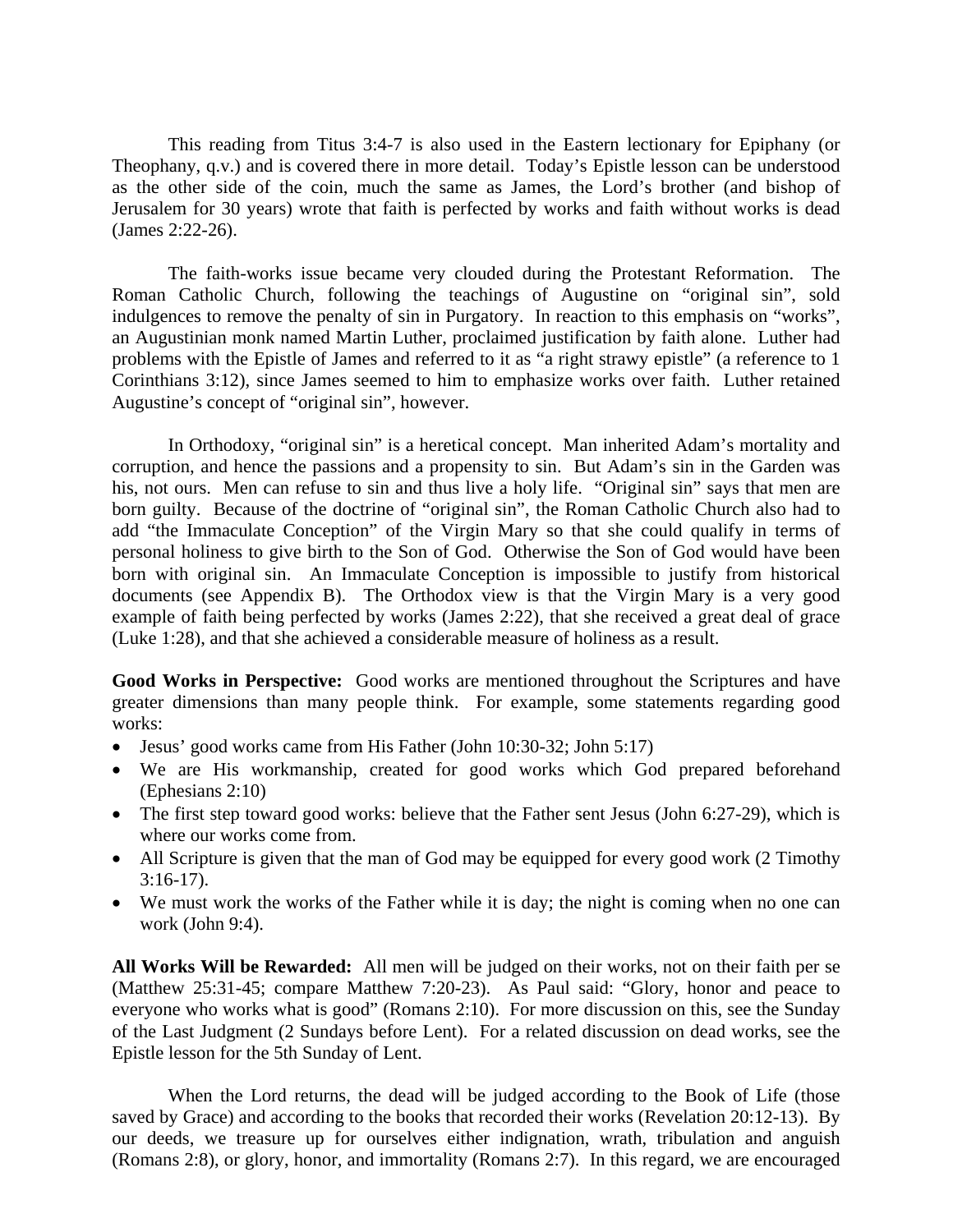This reading from Titus 3:4-7 is also used in the Eastern lectionary for Epiphany (or Theophany, q.v.) and is covered there in more detail. Today's Epistle lesson can be understood as the other side of the coin, much the same as James, the Lord's brother (and bishop of Jerusalem for 30 years) wrote that faith is perfected by works and faith without works is dead (James 2:22-26).

The faith-works issue became very clouded during the Protestant Reformation. The Roman Catholic Church, following the teachings of Augustine on "original sin", sold indulgences to remove the penalty of sin in Purgatory. In reaction to this emphasis on "works", an Augustinian monk named Martin Luther, proclaimed justification by faith alone. Luther had problems with the Epistle of James and referred to it as "a right strawy epistle" (a reference to 1 Corinthians 3:12), since James seemed to him to emphasize works over faith. Luther retained Augustine's concept of "original sin", however.

In Orthodoxy, "original sin" is a heretical concept. Man inherited Adam's mortality and corruption, and hence the passions and a propensity to sin. But Adam's sin in the Garden was his, not ours. Men can refuse to sin and thus live a holy life. "Original sin" says that men are born guilty. Because of the doctrine of "original sin", the Roman Catholic Church also had to add "the Immaculate Conception" of the Virgin Mary so that she could qualify in terms of personal holiness to give birth to the Son of God. Otherwise the Son of God would have been born with original sin. An Immaculate Conception is impossible to justify from historical documents (see Appendix B). The Orthodox view is that the Virgin Mary is a very good example of faith being perfected by works (James 2:22), that she received a great deal of grace (Luke 1:28), and that she achieved a considerable measure of holiness as a result.

**Good Works in Perspective:** Good works are mentioned throughout the Scriptures and have greater dimensions than many people think. For example, some statements regarding good works:

- Jesus' good works came from His Father (John 10:30-32; John 5:17)
- We are His workmanship, created for good works which God prepared beforehand (Ephesians 2:10)
- The first step toward good works: believe that the Father sent Jesus (John 6:27-29), which is where our works come from.
- All Scripture is given that the man of God may be equipped for every good work (2 Timothy 3:16-17).
- We must work the works of the Father while it is day; the night is coming when no one can work (John 9:4).

**All Works Will be Rewarded:** All men will be judged on their works, not on their faith per se (Matthew 25:31-45; compare Matthew 7:20-23). As Paul said: "Glory, honor and peace to everyone who works what is good" (Romans 2:10). For more discussion on this, see the Sunday of the Last Judgment (2 Sundays before Lent). For a related discussion on dead works, see the Epistle lesson for the 5th Sunday of Lent.

When the Lord returns, the dead will be judged according to the Book of Life (those saved by Grace) and according to the books that recorded their works (Revelation 20:12-13). By our deeds, we treasure up for ourselves either indignation, wrath, tribulation and anguish (Romans 2:8), or glory, honor, and immortality (Romans 2:7). In this regard, we are encouraged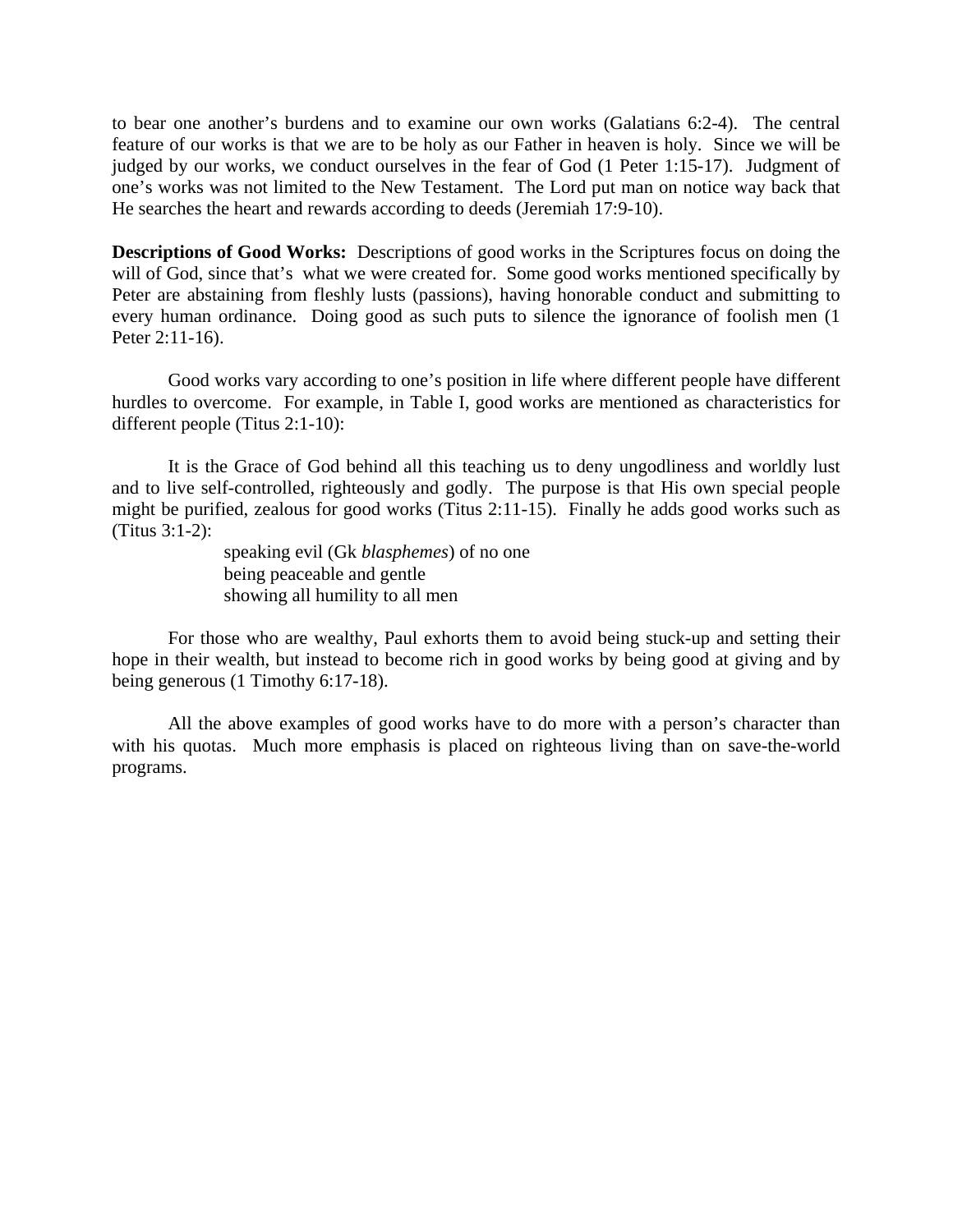to bear one another's burdens and to examine our own works (Galatians 6:2-4). The central feature of our works is that we are to be holy as our Father in heaven is holy. Since we will be judged by our works, we conduct ourselves in the fear of God (1 Peter 1:15-17). Judgment of one's works was not limited to the New Testament. The Lord put man on notice way back that He searches the heart and rewards according to deeds (Jeremiah 17:9-10).

**Descriptions of Good Works:** Descriptions of good works in the Scriptures focus on doing the will of God, since that's what we were created for. Some good works mentioned specifically by Peter are abstaining from fleshly lusts (passions), having honorable conduct and submitting to every human ordinance. Doing good as such puts to silence the ignorance of foolish men (1 Peter 2:11-16).

Good works vary according to one's position in life where different people have different hurdles to overcome. For example, in Table I, good works are mentioned as characteristics for different people (Titus 2:1-10):

It is the Grace of God behind all this teaching us to deny ungodliness and worldly lust and to live self-controlled, righteously and godly. The purpose is that His own special people might be purified, zealous for good works (Titus 2:11-15). Finally he adds good works such as (Titus 3:1-2):

speaking evil (Gk *blasphemes*) of no one
being peaceable and gentle
showing all humility to all men

For those who are wealthy, Paul exhorts them to avoid being stuck-up and setting their hope in their wealth, but instead to become rich in good works by being good at giving and by being generous (1 Timothy 6:17-18).

All the above examples of good works have to do more with a person's character than with his quotas. Much more emphasis is placed on righteous living than on save-the-world programs.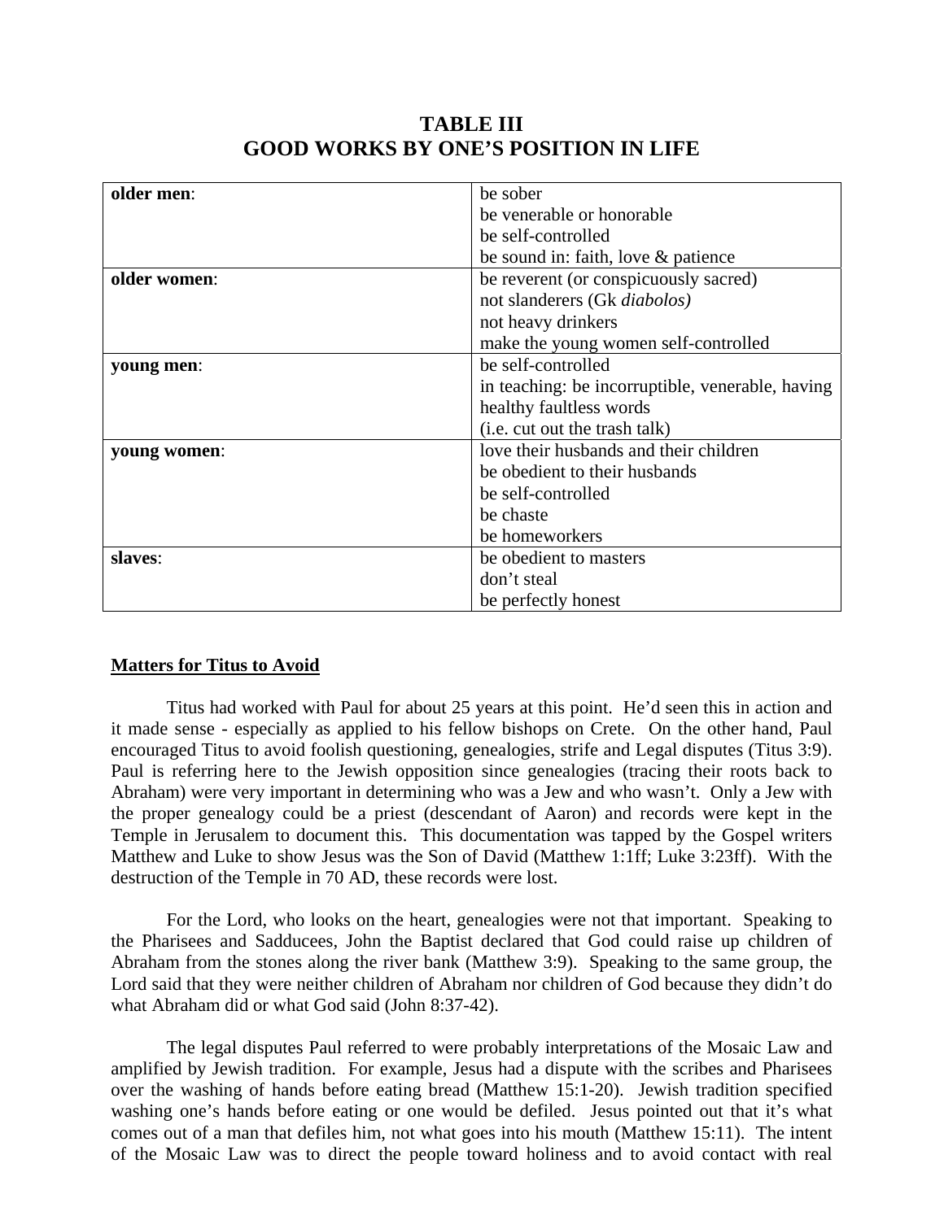# TABLE III
# GOOD WORKS BY ONE'S POSITION IN LIFE

| | |
|---|---|
| **older men**: | be sober<br>be venerable or honorable<br>be self-controlled<br>be sound in: faith, love & patience |
| **older women**: | be reverent (or conspicuously sacred)<br>not slanderers (Gk *diabolos)*<br>not heavy drinkers<br>make the young women self-controlled |
| **young men**: | be self-controlled<br>in teaching: be incorruptible, venerable, having healthy faultless words<br>(i.e. cut out the trash talk) |
| **young women**: | love their husbands and their children<br>be obedient to their husbands<br>be self-controlled<br>be chaste<br>be homeworkers |
| **slaves**: | be obedient to masters<br>don't steal<br>be perfectly honest |

**Matters for Titus to Avoid**

Titus had worked with Paul for about 25 years at this point. He'd seen this in action and it made sense - especially as applied to his fellow bishops on Crete. On the other hand, Paul encouraged Titus to avoid foolish questioning, genealogies, strife and Legal disputes (Titus 3:9). Paul is referring here to the Jewish opposition since genealogies (tracing their roots back to Abraham) were very important in determining who was a Jew and who wasn't. Only a Jew with the proper genealogy could be a priest (descendant of Aaron) and records were kept in the Temple in Jerusalem to document this. This documentation was tapped by the Gospel writers Matthew and Luke to show Jesus was the Son of David (Matthew 1:1ff; Luke 3:23ff). With the destruction of the Temple in 70 AD, these records were lost.

For the Lord, who looks on the heart, genealogies were not that important. Speaking to the Pharisees and Sadducees, John the Baptist declared that God could raise up children of Abraham from the stones along the river bank (Matthew 3:9). Speaking to the same group, the Lord said that they were neither children of Abraham nor children of God because they didn't do what Abraham did or what God said (John 8:37-42).

The legal disputes Paul referred to were probably interpretations of the Mosaic Law and amplified by Jewish tradition. For example, Jesus had a dispute with the scribes and Pharisees over the washing of hands before eating bread (Matthew 15:1-20). Jewish tradition specified washing one's hands before eating or one would be defiled. Jesus pointed out that it's what comes out of a man that defiles him, not what goes into his mouth (Matthew 15:11). The intent of the Mosaic Law was to direct the people toward holiness and to avoid contact with real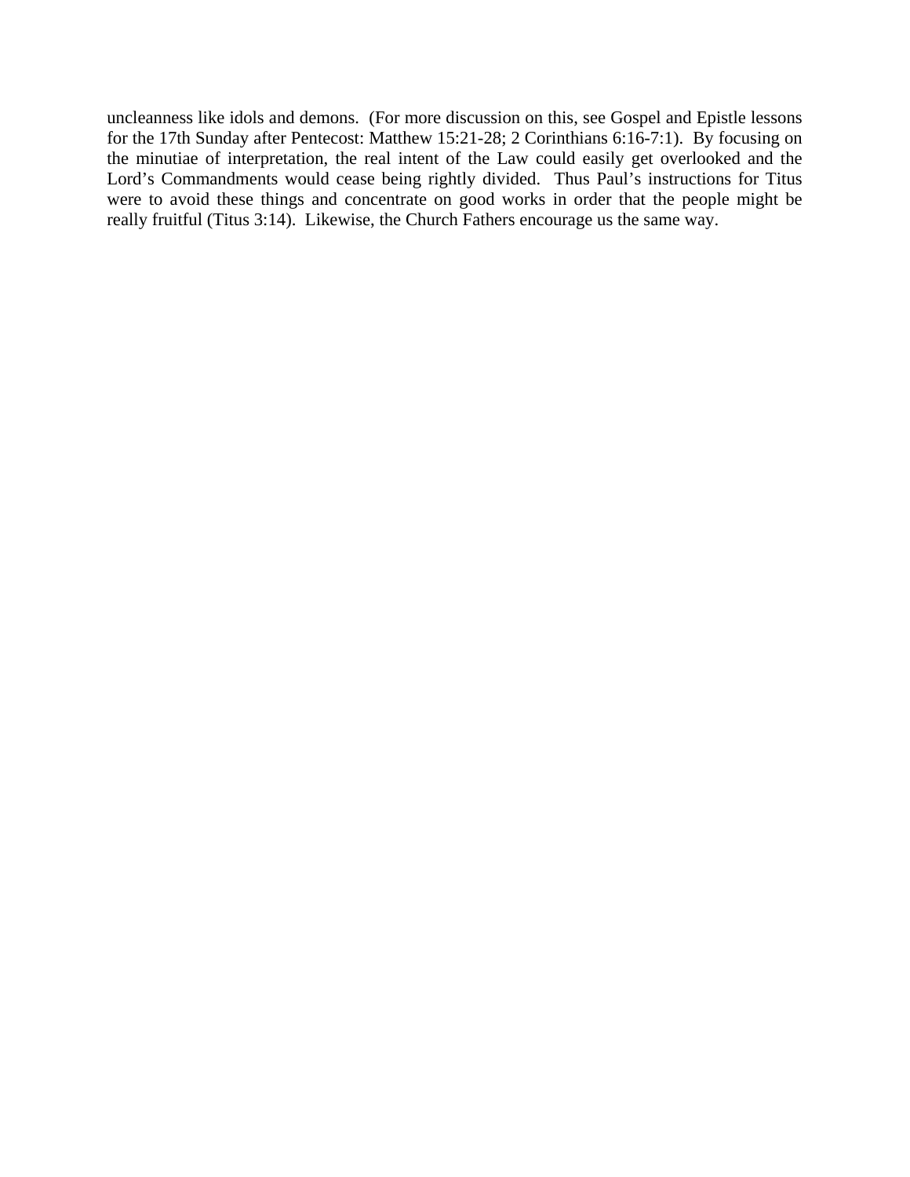uncleanness like idols and demons. (For more discussion on this, see Gospel and Epistle lessons for the 17th Sunday after Pentecost: Matthew 15:21-28; 2 Corinthians 6:16-7:1). By focusing on the minutiae of interpretation, the real intent of the Law could easily get overlooked and the Lord's Commandments would cease being rightly divided. Thus Paul's instructions for Titus were to avoid these things and concentrate on good works in order that the people might be really fruitful (Titus 3:14). Likewise, the Church Fathers encourage us the same way.